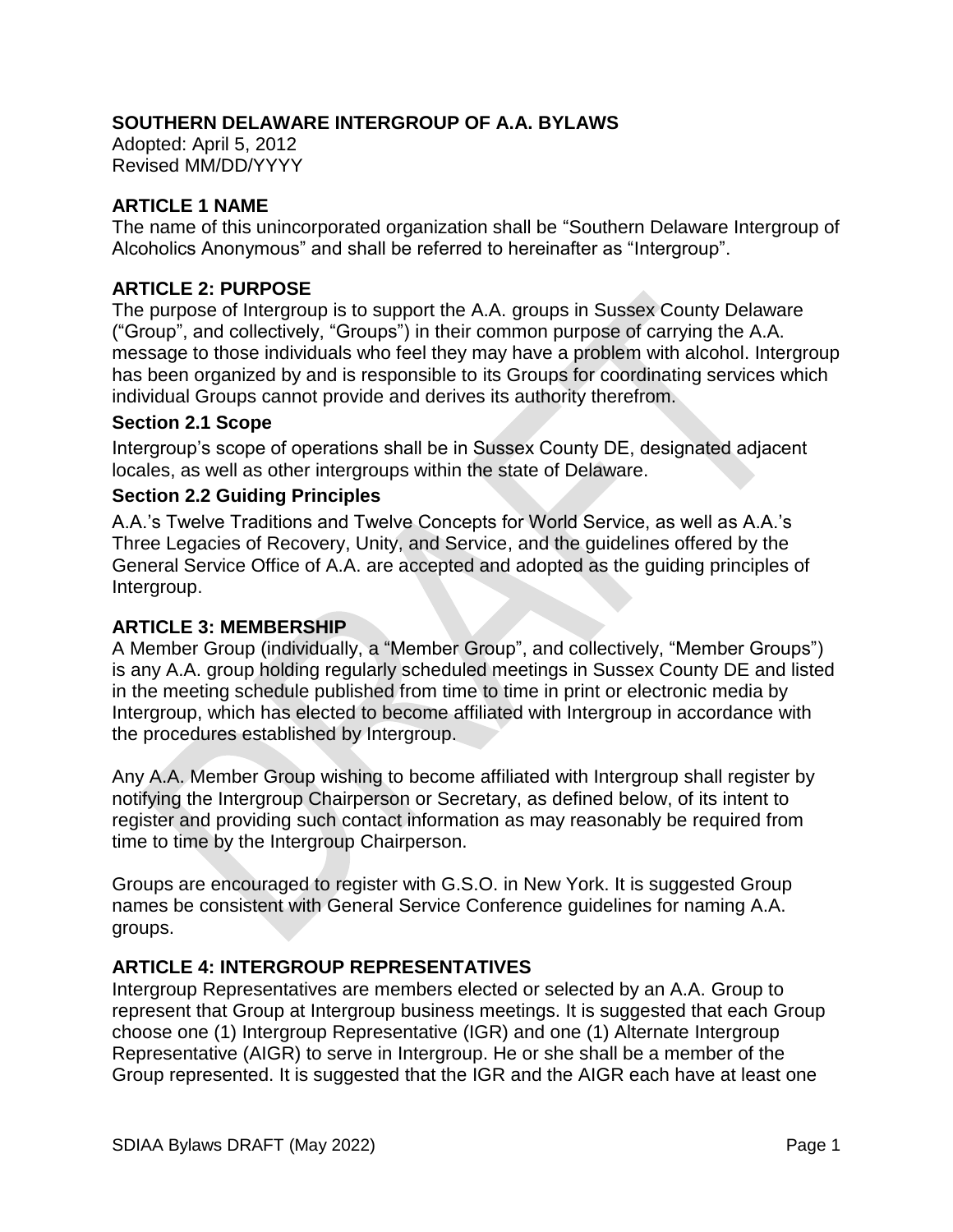# SOUTHERN DELAWARE INTERGROUP OF A.A. BYLAWS

Adopted: April 5, 2012
Revised MM/DD/YYYY

## ARTICLE 1 NAME

The name of this unincorporated organization shall be "Southern Delaware Intergroup of Alcoholics Anonymous" and shall be referred to hereinafter as "Intergroup".

## ARTICLE 2: PURPOSE

The purpose of Intergroup is to support the A.A. groups in Sussex County Delaware ("Group", and collectively, "Groups") in their common purpose of carrying the A.A. message to those individuals who feel they may have a problem with alcohol. Intergroup has been organized by and is responsible to its Groups for coordinating services which individual Groups cannot provide and derives its authority therefrom.

### Section 2.1 Scope

Intergroup's scope of operations shall be in Sussex County DE, designated adjacent locales, as well as other intergroups within the state of Delaware.

### Section 2.2 Guiding Principles

A.A.'s Twelve Traditions and Twelve Concepts for World Service, as well as A.A.'s Three Legacies of Recovery, Unity, and Service, and the guidelines offered by the General Service Office of A.A. are accepted and adopted as the guiding principles of Intergroup.

## ARTICLE 3: MEMBERSHIP

A Member Group (individually, a "Member Group", and collectively, "Member Groups") is any A.A. group holding regularly scheduled meetings in Sussex County DE and listed in the meeting schedule published from time to time in print or electronic media by Intergroup, which has elected to become affiliated with Intergroup in accordance with the procedures established by Intergroup.

Any A.A. Member Group wishing to become affiliated with Intergroup shall register by notifying the Intergroup Chairperson or Secretary, as defined below, of its intent to register and providing such contact information as may reasonably be required from time to time by the Intergroup Chairperson.

Groups are encouraged to register with G.S.O. in New York. It is suggested Group names be consistent with General Service Conference guidelines for naming A.A. groups.

## ARTICLE 4: INTERGROUP REPRESENTATIVES

Intergroup Representatives are members elected or selected by an A.A. Group to represent that Group at Intergroup business meetings. It is suggested that each Group choose one (1) Intergroup Representative (IGR) and one (1) Alternate Intergroup Representative (AIGR) to serve in Intergroup. He or she shall be a member of the Group represented. It is suggested that the IGR and the AIGR each have at least one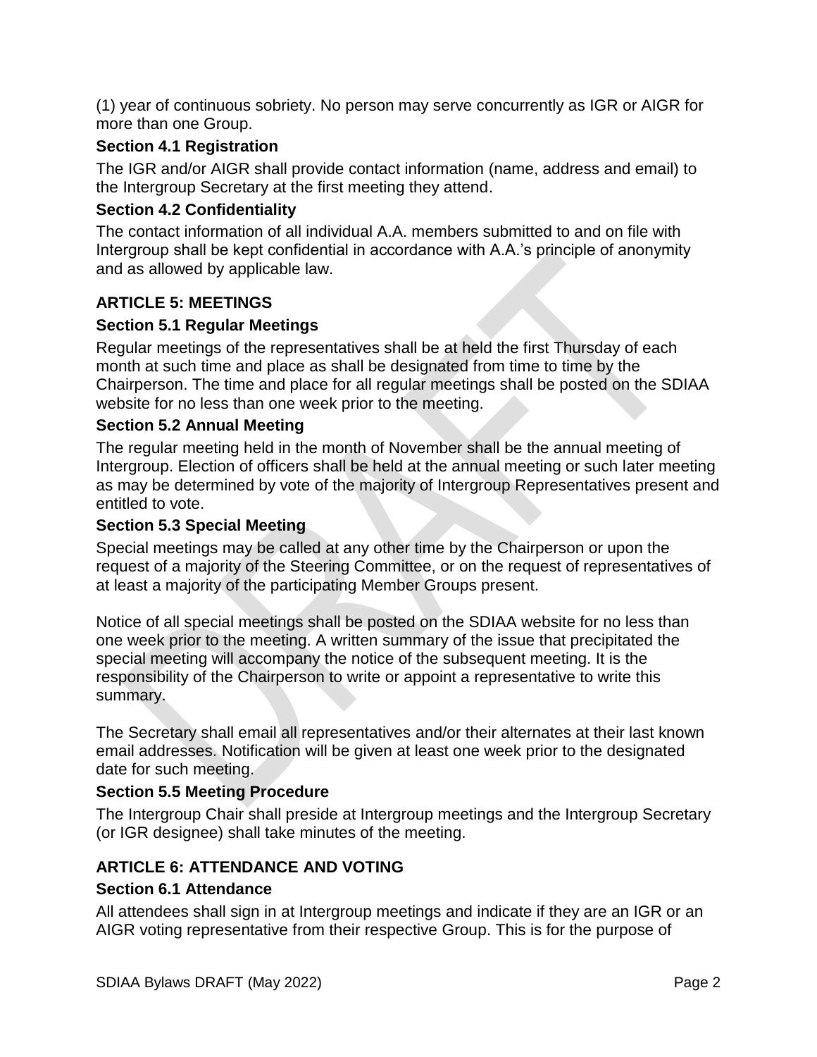(1) year of continuous sobriety. No person may serve concurrently as IGR or AIGR for more than one Group.

### Section 4.1 Registration

The IGR and/or AIGR shall provide contact information (name, address and email) to the Intergroup Secretary at the first meeting they attend.

### Section 4.2 Confidentiality

The contact information of all individual A.A. members submitted to and on file with Intergroup shall be kept confidential in accordance with A.A.'s principle of anonymity and as allowed by applicable law.

## ARTICLE 5: MEETINGS

### Section 5.1 Regular Meetings

Regular meetings of the representatives shall be at held the first Thursday of each month at such time and place as shall be designated from time to time by the Chairperson. The time and place for all regular meetings shall be posted on the SDIAA website for no less than one week prior to the meeting.

### Section 5.2 Annual Meeting

The regular meeting held in the month of November shall be the annual meeting of Intergroup. Election of officers shall be held at the annual meeting or such later meeting as may be determined by vote of the majority of Intergroup Representatives present and entitled to vote.

### Section 5.3 Special Meeting

Special meetings may be called at any other time by the Chairperson or upon the request of a majority of the Steering Committee, or on the request of representatives of at least a majority of the participating Member Groups present.

Notice of all special meetings shall be posted on the SDIAA website for no less than one week prior to the meeting. A written summary of the issue that precipitated the special meeting will accompany the notice of the subsequent meeting. It is the responsibility of the Chairperson to write or appoint a representative to write this summary.

The Secretary shall email all representatives and/or their alternates at their last known email addresses. Notification will be given at least one week prior to the designated date for such meeting.

### Section 5.5 Meeting Procedure

The Intergroup Chair shall preside at Intergroup meetings and the Intergroup Secretary (or IGR designee) shall take minutes of the meeting.

## ARTICLE 6: ATTENDANCE AND VOTING

### Section 6.1 Attendance

All attendees shall sign in at Intergroup meetings and indicate if they are an IGR or an AIGR voting representative from their respective Group. This is for the purpose of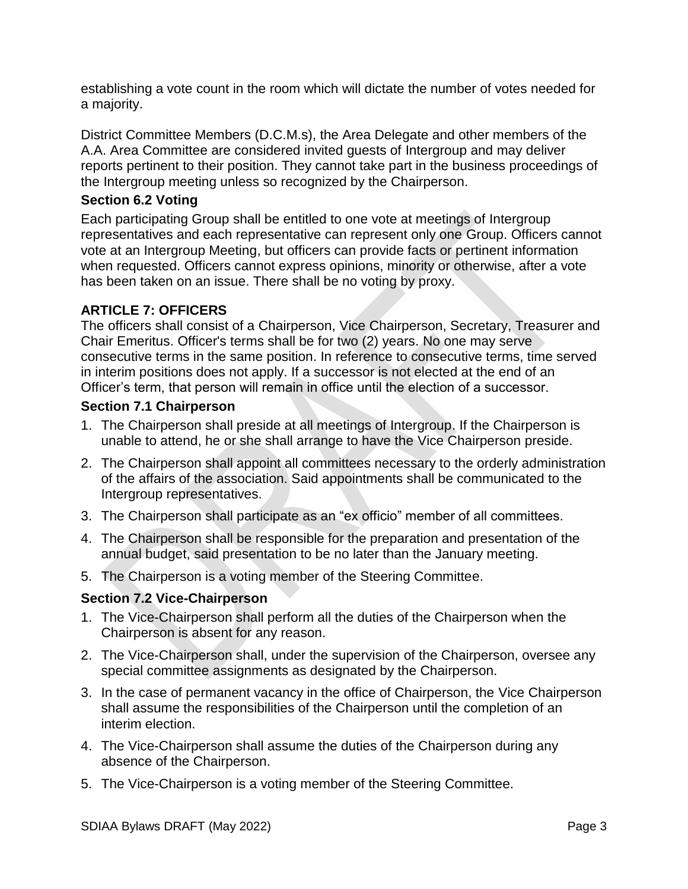establishing a vote count in the room which will dictate the number of votes needed for a majority.

District Committee Members (D.C.M.s), the Area Delegate and other members of the A.A. Area Committee are considered invited guests of Intergroup and may deliver reports pertinent to their position. They cannot take part in the business proceedings of the Intergroup meeting unless so recognized by the Chairperson.

### Section 6.2 Voting

Each participating Group shall be entitled to one vote at meetings of Intergroup representatives and each representative can represent only one Group. Officers cannot vote at an Intergroup Meeting, but officers can provide facts or pertinent information when requested. Officers cannot express opinions, minority or otherwise, after a vote has been taken on an issue. There shall be no voting by proxy.

## ARTICLE 7: OFFICERS

The officers shall consist of a Chairperson, Vice Chairperson, Secretary, Treasurer and Chair Emeritus. Officer's terms shall be for two (2) years. No one may serve consecutive terms in the same position. In reference to consecutive terms, time served in interim positions does not apply. If a successor is not elected at the end of an Officer’s term, that person will remain in office until the election of a successor.

### Section 7.1 Chairperson

1. The Chairperson shall preside at all meetings of Intergroup. If the Chairperson is unable to attend, he or she shall arrange to have the Vice Chairperson preside.
2. The Chairperson shall appoint all committees necessary to the orderly administration of the affairs of the association. Said appointments shall be communicated to the Intergroup representatives.
3. The Chairperson shall participate as an “ex officio” member of all committees.
4. The Chairperson shall be responsible for the preparation and presentation of the annual budget, said presentation to be no later than the January meeting.
5. The Chairperson is a voting member of the Steering Committee.

### Section 7.2 Vice-Chairperson

1. The Vice-Chairperson shall perform all the duties of the Chairperson when the Chairperson is absent for any reason.
2. The Vice-Chairperson shall, under the supervision of the Chairperson, oversee any special committee assignments as designated by the Chairperson.
3. In the case of permanent vacancy in the office of Chairperson, the Vice Chairperson shall assume the responsibilities of the Chairperson until the completion of an interim election.
4. The Vice-Chairperson shall assume the duties of the Chairperson during any absence of the Chairperson.
5. The Vice-Chairperson is a voting member of the Steering Committee.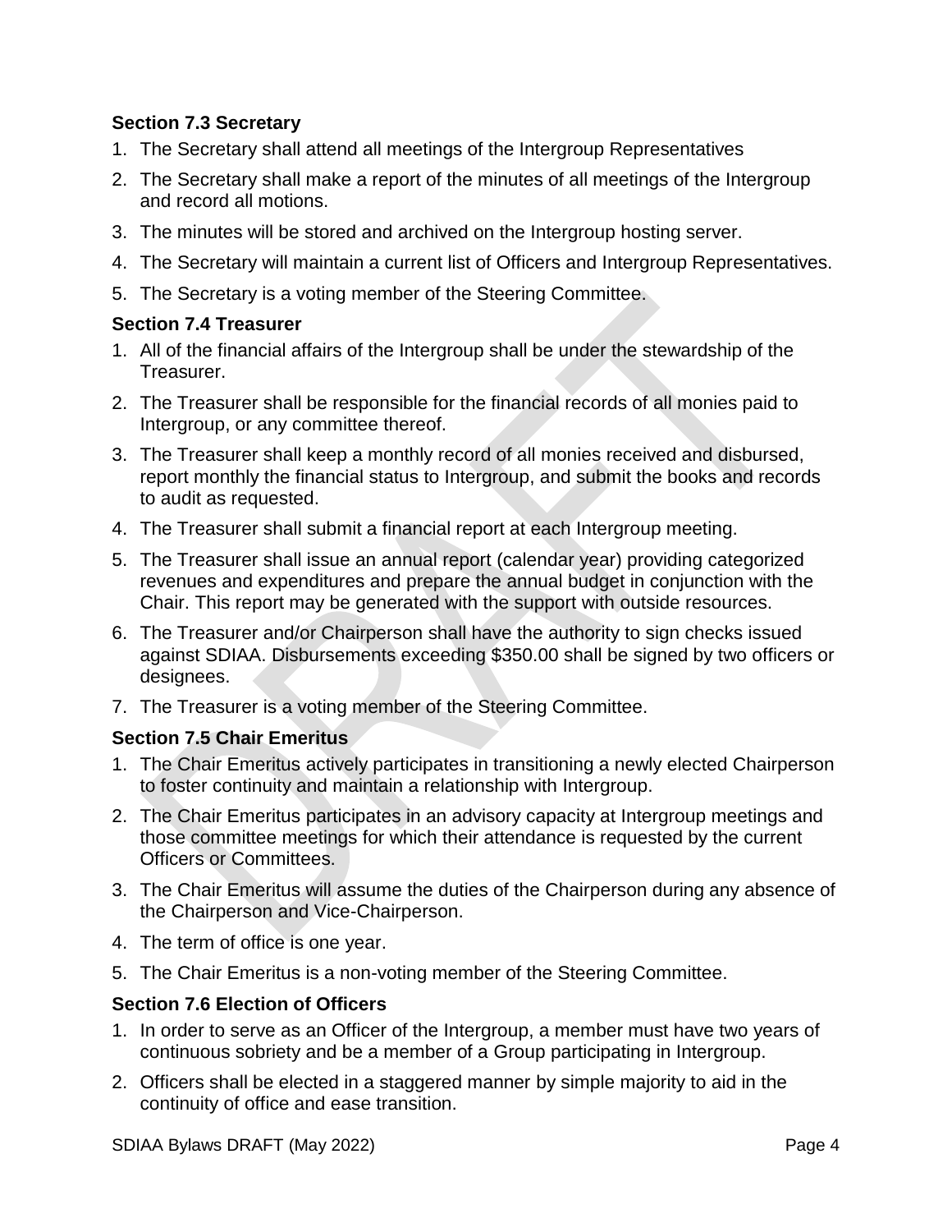### Section 7.3 Secretary

1. The Secretary shall attend all meetings of the Intergroup Representatives
2. The Secretary shall make a report of the minutes of all meetings of the Intergroup and record all motions.
3. The minutes will be stored and archived on the Intergroup hosting server.
4. The Secretary will maintain a current list of Officers and Intergroup Representatives.
5. The Secretary is a voting member of the Steering Committee.

### Section 7.4 Treasurer

1. All of the financial affairs of the Intergroup shall be under the stewardship of the Treasurer.
2. The Treasurer shall be responsible for the financial records of all monies paid to Intergroup, or any committee thereof.
3. The Treasurer shall keep a monthly record of all monies received and disbursed, report monthly the financial status to Intergroup, and submit the books and records to audit as requested.
4. The Treasurer shall submit a financial report at each Intergroup meeting.
5. The Treasurer shall issue an annual report (calendar year) providing categorized revenues and expenditures and prepare the annual budget in conjunction with the Chair. This report may be generated with the support with outside resources.
6. The Treasurer and/or Chairperson shall have the authority to sign checks issued against SDIAA. Disbursements exceeding $350.00 shall be signed by two officers or designees.
7. The Treasurer is a voting member of the Steering Committee.

### Section 7.5 Chair Emeritus

1. The Chair Emeritus actively participates in transitioning a newly elected Chairperson to foster continuity and maintain a relationship with Intergroup.
2. The Chair Emeritus participates in an advisory capacity at Intergroup meetings and those committee meetings for which their attendance is requested by the current Officers or Committees.
3. The Chair Emeritus will assume the duties of the Chairperson during any absence of the Chairperson and Vice-Chairperson.
4. The term of office is one year.
5. The Chair Emeritus is a non-voting member of the Steering Committee.

### Section 7.6 Election of Officers

1. In order to serve as an Officer of the Intergroup, a member must have two years of continuous sobriety and be a member of a Group participating in Intergroup.
2. Officers shall be elected in a staggered manner by simple majority to aid in the continuity of office and ease transition.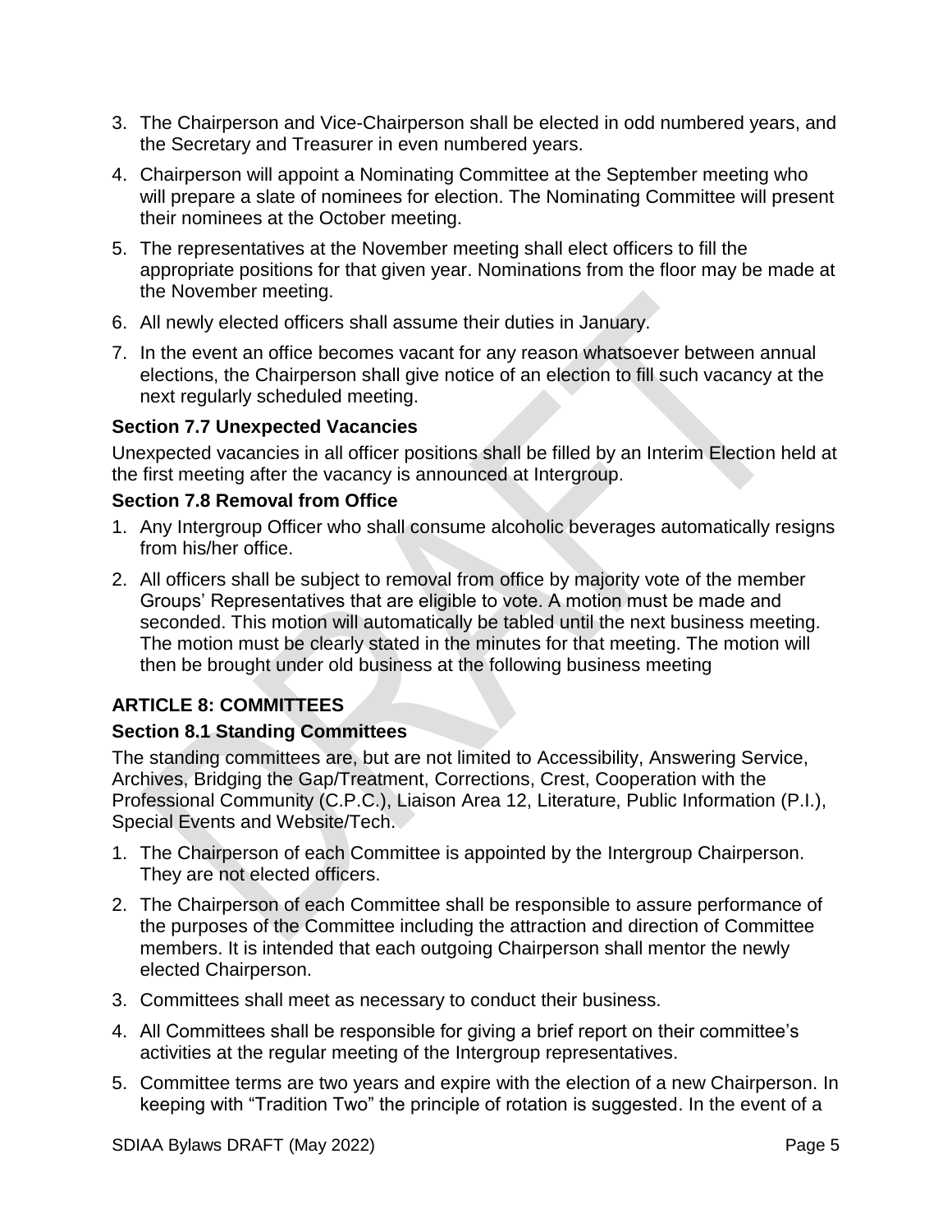3. The Chairperson and Vice-Chairperson shall be elected in odd numbered years, and the Secretary and Treasurer in even numbered years.
4. Chairperson will appoint a Nominating Committee at the September meeting who will prepare a slate of nominees for election. The Nominating Committee will present their nominees at the October meeting.
5. The representatives at the November meeting shall elect officers to fill the appropriate positions for that given year. Nominations from the floor may be made at the November meeting.
6. All newly elected officers shall assume their duties in January.
7. In the event an office becomes vacant for any reason whatsoever between annual elections, the Chairperson shall give notice of an election to fill such vacancy at the next regularly scheduled meeting.

### Section 7.7 Unexpected Vacancies

Unexpected vacancies in all officer positions shall be filled by an Interim Election held at the first meeting after the vacancy is announced at Intergroup.

### Section 7.8 Removal from Office

1. Any Intergroup Officer who shall consume alcoholic beverages automatically resigns from his/her office.
2. All officers shall be subject to removal from office by majority vote of the member Groups' Representatives that are eligible to vote. A motion must be made and seconded. This motion will automatically be tabled until the next business meeting. The motion must be clearly stated in the minutes for that meeting. The motion will then be brought under old business at the following business meeting

## ARTICLE 8: COMMITTEES

### Section 8.1 Standing Committees

The standing committees are, but are not limited to Accessibility, Answering Service, Archives, Bridging the Gap/Treatment, Corrections, Crest, Cooperation with the Professional Community (C.P.C.), Liaison Area 12, Literature, Public Information (P.I.), Special Events and Website/Tech.

1. The Chairperson of each Committee is appointed by the Intergroup Chairperson. They are not elected officers.
2. The Chairperson of each Committee shall be responsible to assure performance of the purposes of the Committee including the attraction and direction of Committee members. It is intended that each outgoing Chairperson shall mentor the newly elected Chairperson.
3. Committees shall meet as necessary to conduct their business.
4. All Committees shall be responsible for giving a brief report on their committee's activities at the regular meeting of the Intergroup representatives.
5. Committee terms are two years and expire with the election of a new Chairperson. In keeping with "Tradition Two" the principle of rotation is suggested. In the event of a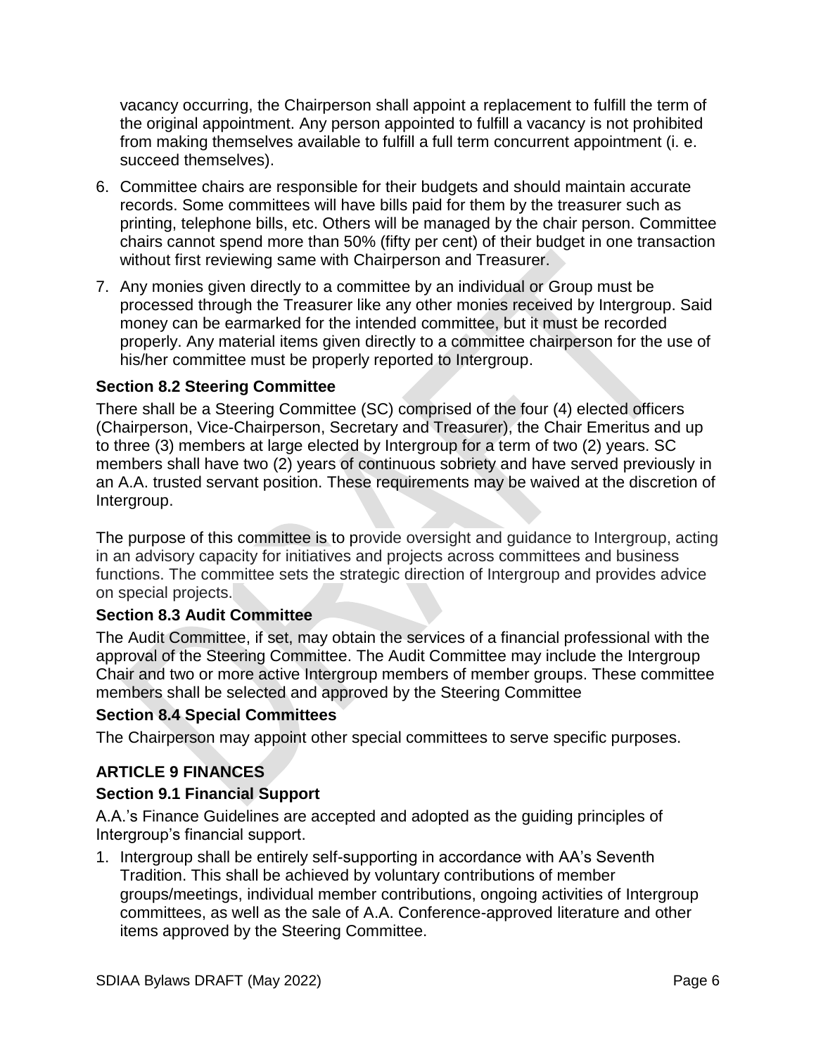vacancy occurring, the Chairperson shall appoint a replacement to fulfill the term of the original appointment. Any person appointed to fulfill a vacancy is not prohibited from making themselves available to fulfill a full term concurrent appointment (i. e. succeed themselves).

6. Committee chairs are responsible for their budgets and should maintain accurate records. Some committees will have bills paid for them by the treasurer such as printing, telephone bills, etc. Others will be managed by the chair person. Committee chairs cannot spend more than 50% (fifty per cent) of their budget in one transaction without first reviewing same with Chairperson and Treasurer.
7. Any monies given directly to a committee by an individual or Group must be processed through the Treasurer like any other monies received by Intergroup. Said money can be earmarked for the intended committee, but it must be recorded properly. Any material items given directly to a committee chairperson for the use of his/her committee must be properly reported to Intergroup.

### Section 8.2 Steering Committee

There shall be a Steering Committee (SC) comprised of the four (4) elected officers (Chairperson, Vice-Chairperson, Secretary and Treasurer), the Chair Emeritus and up to three (3) members at large elected by Intergroup for a term of two (2) years. SC members shall have two (2) years of continuous sobriety and have served previously in an A.A. trusted servant position. These requirements may be waived at the discretion of Intergroup.

The purpose of this committee is to provide oversight and guidance to Intergroup, acting in an advisory capacity for initiatives and projects across committees and business functions. The committee sets the strategic direction of Intergroup and provides advice on special projects.

### Section 8.3 Audit Committee

The Audit Committee, if set, may obtain the services of a financial professional with the approval of the Steering Committee. The Audit Committee may include the Intergroup Chair and two or more active Intergroup members of member groups. These committee members shall be selected and approved by the Steering Committee

### Section 8.4 Special Committees

The Chairperson may appoint other special committees to serve specific purposes.

## ARTICLE 9 FINANCES

### Section 9.1 Financial Support

A.A.'s Finance Guidelines are accepted and adopted as the guiding principles of Intergroup's financial support.

1. Intergroup shall be entirely self-supporting in accordance with AA's Seventh Tradition. This shall be achieved by voluntary contributions of member groups/meetings, individual member contributions, ongoing activities of Intergroup committees, as well as the sale of A.A. Conference-approved literature and other items approved by the Steering Committee.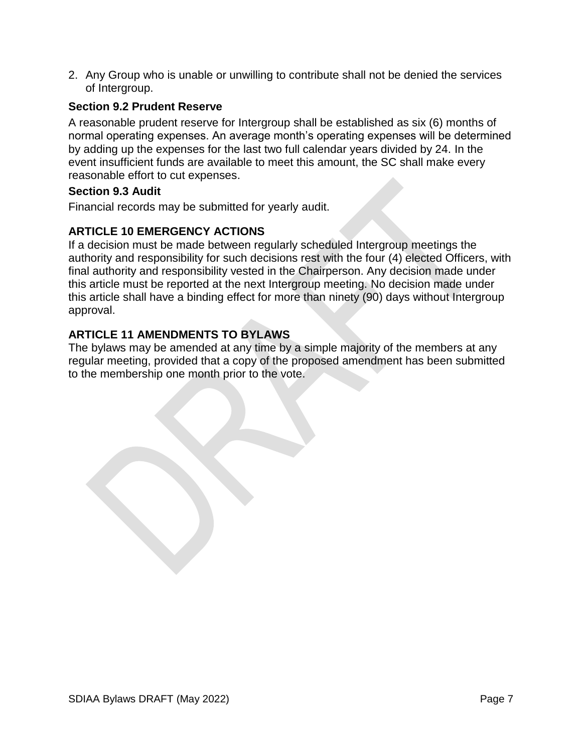2. Any Group who is unable or unwilling to contribute shall not be denied the services of Intergroup.

### Section 9.2 Prudent Reserve

A reasonable prudent reserve for Intergroup shall be established as six (6) months of normal operating expenses. An average month's operating expenses will be determined by adding up the expenses for the last two full calendar years divided by 24. In the event insufficient funds are available to meet this amount, the SC shall make every reasonable effort to cut expenses.

### Section 9.3 Audit

Financial records may be submitted for yearly audit.

## ARTICLE 10 EMERGENCY ACTIONS

If a decision must be made between regularly scheduled Intergroup meetings the authority and responsibility for such decisions rest with the four (4) elected Officers, with final authority and responsibility vested in the Chairperson. Any decision made under this article must be reported at the next Intergroup meeting. No decision made under this article shall have a binding effect for more than ninety (90) days without Intergroup approval.

## ARTICLE 11 AMENDMENTS TO BYLAWS

The bylaws may be amended at any time by a simple majority of the members at any regular meeting, provided that a copy of the proposed amendment has been submitted to the membership one month prior to the vote.